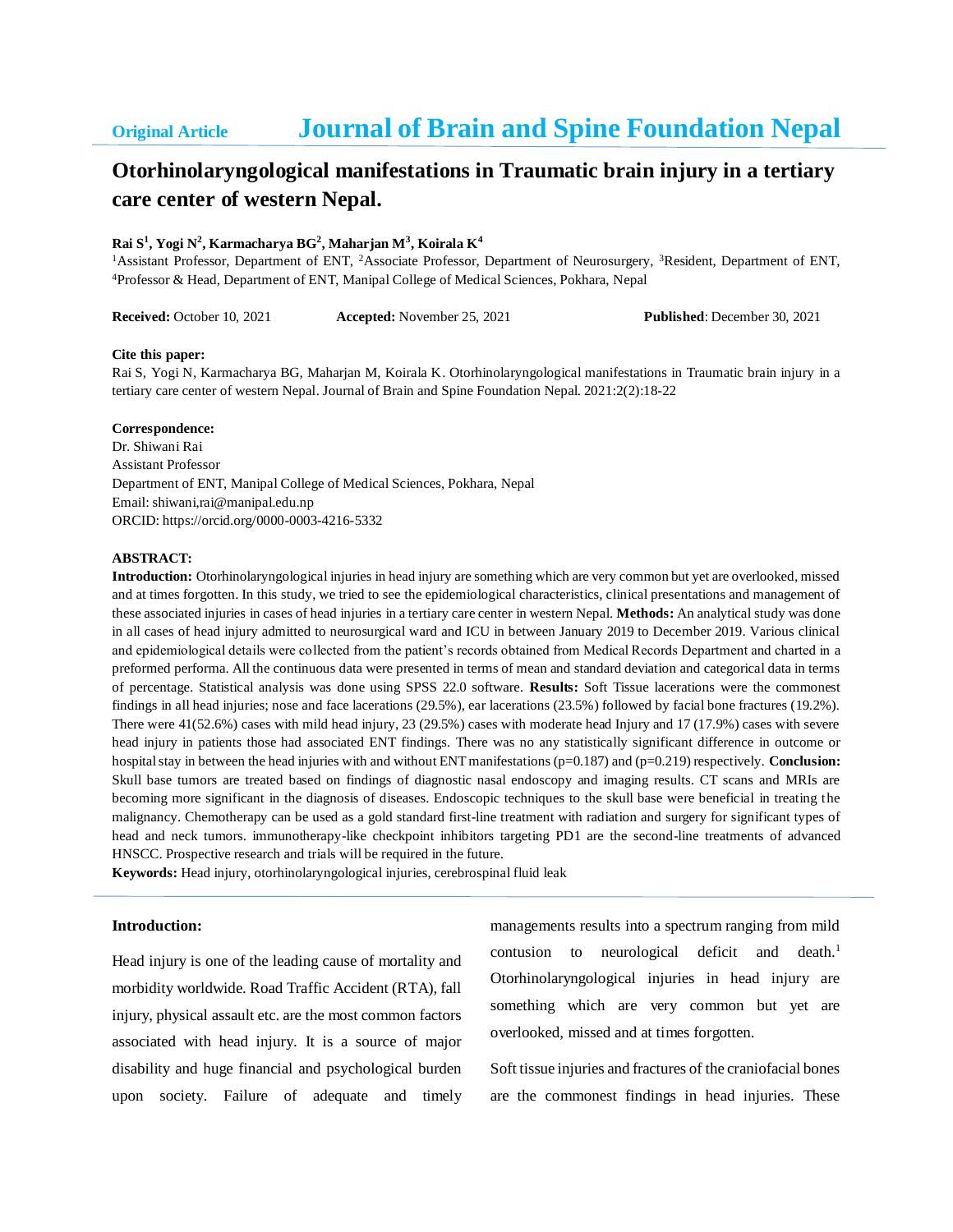Original Article

# Journal of Brain and Spine Foundation Nepal

## Otorhinolaryngological manifestations in Traumatic brain injury in a tertiary care center of western Nepal.

**Rai S[1], Yogi N[2], Karmacharya BG[2], Maharjan M[3], Koirala K[4]**

[1]Assistant Professor, Department of ENT, [2]Associate Professor, Department of Neurosurgery, [3]Resident, Department of ENT, [4]Professor & Head, Department of ENT, Manipal College of Medical Sciences, Pokhara, Nepal

**Received:** October 10, 2021 **Accepted:** November 25, 2021 **Published**: December 30, 2021

**Cite this paper:**

Rai S, Yogi N, Karmacharya BG, Maharjan M, Koirala K. Otorhinolaryngological manifestations in Traumatic brain injury in a tertiary care center of western Nepal. Journal of Brain and Spine Foundation Nepal. 2021:2(2):18-22

**Correspondence:**

Dr. Shiwani Rai
Assistant Professor
Department of ENT, Manipal College of Medical Sciences, Pokhara, Nepal
Email: shiwani,rai@manipal.edu.np
ORCID: https://orcid.org/0000-0003-4216-5332

**ABSTRACT:**

**Introduction:** Otorhinolaryngological injuries in head injury are something which are very common but yet are overlooked, missed and at times forgotten. In this study, we tried to see the epidemiological characteristics, clinical presentations and management of these associated injuries in cases of head injuries in a tertiary care center in western Nepal. **Methods:** An analytical study was done in all cases of head injury admitted to neurosurgical ward and ICU in between January 2019 to December 2019. Various clinical and epidemiological details were collected from the patient's records obtained from Medical Records Department and charted in a preformed performa. All the continuous data were presented in terms of mean and standard deviation and categorical data in terms of percentage. Statistical analysis was done using SPSS 22.0 software. **Results:** Soft Tissue lacerations were the commonest findings in all head injuries; nose and face lacerations (29.5%), ear lacerations (23.5%) followed by facial bone fractures (19.2%). There were 41(52.6%) cases with mild head injury, 23 (29.5%) cases with moderate head Injury and 17 (17.9%) cases with severe head injury in patients those had associated ENT findings. There was no any statistically significant difference in outcome or hospital stay in between the head injuries with and without ENT manifestations ($p=0.187$) and ($p=0.219$) respectively. **Conclusion:** Skull base tumors are treated based on findings of diagnostic nasal endoscopy and imaging results. CT scans and MRIs are becoming more significant in the diagnosis of diseases. Endoscopic techniques to the skull base were beneficial in treating the malignancy. Chemotherapy can be used as a gold standard first-line treatment with radiation and surgery for significant types of head and neck tumors. immunotherapy-like checkpoint inhibitors targeting PD1 are the second-line treatments of advanced HNSCC. Prospective research and trials will be required in the future.

**Keywords:** Head injury, otorhinolaryngological injuries, cerebrospinal fluid leak

### Introduction:

Head injury is one of the leading cause of mortality and morbidity worldwide. Road Traffic Accident (RTA), fall injury, physical assault etc. are the most common factors associated with head injury. It is a source of major disability and huge financial and psychological burden upon society. Failure of adequate and timely managements results into a spectrum ranging from mild contusion to neurological deficit and death.[1] Otorhinolaryngological injuries in head injury are something which are very common but yet are overlooked, missed and at times forgotten.

Soft tissue injuries and fractures of the craniofacial bones are the commonest findings in head injuries. These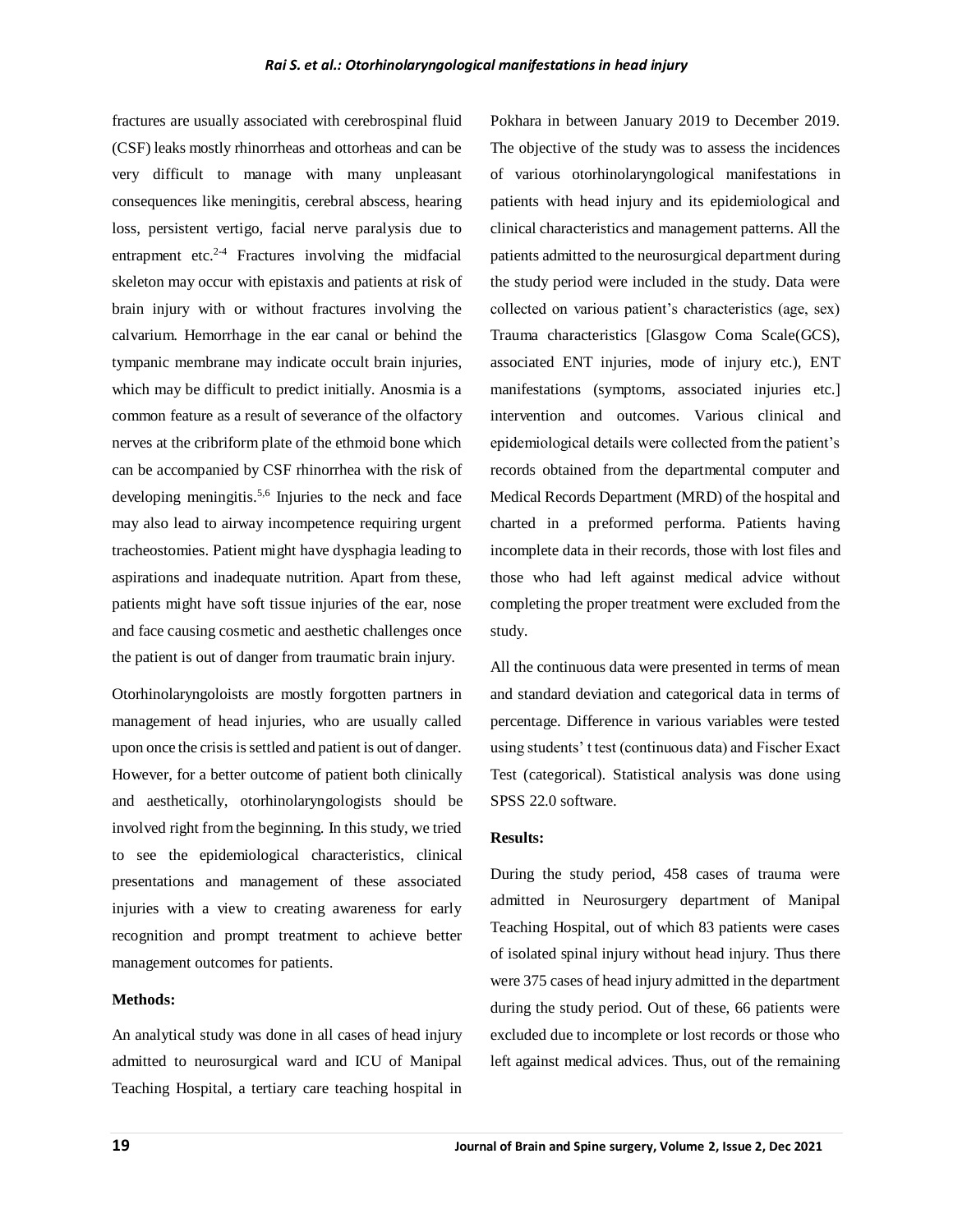fractures are usually associated with cerebrospinal fluid (CSF) leaks mostly rhinorrheas and ottorheas and can be very difficult to manage with many unpleasant consequences like meningitis, cerebral abscess, hearing loss, persistent vertigo, facial nerve paralysis due to entrapment etc.[2-4] Fractures involving the midfacial skeleton may occur with epistaxis and patients at risk of brain injury with or without fractures involving the calvarium. Hemorrhage in the ear canal or behind the tympanic membrane may indicate occult brain injuries, which may be difficult to predict initially. Anosmia is a common feature as a result of severance of the olfactory nerves at the cribriform plate of the ethmoid bone which can be accompanied by CSF rhinorrhea with the risk of developing meningitis.[5,6] Injuries to the neck and face may also lead to airway incompetence requiring urgent tracheostomies. Patient might have dysphagia leading to aspirations and inadequate nutrition. Apart from these, patients might have soft tissue injuries of the ear, nose and face causing cosmetic and aesthetic challenges once the patient is out of danger from traumatic brain injury.

Otorhinolaryngoloists are mostly forgotten partners in management of head injuries, who are usually called upon once the crisis is settled and patient is out of danger. However, for a better outcome of patient both clinically and aesthetically, otorhinolaryngologists should be involved right from the beginning. In this study, we tried to see the epidemiological characteristics, clinical presentations and management of these associated injuries with a view to creating awareness for early recognition and prompt treatment to achieve better management outcomes for patients.

**Methods:**

An analytical study was done in all cases of head injury admitted to neurosurgical ward and ICU of Manipal Teaching Hospital, a tertiary care teaching hospital in Pokhara in between January 2019 to December 2019. The objective of the study was to assess the incidences of various otorhinolaryngological manifestations in patients with head injury and its epidemiological and clinical characteristics and management patterns. All the patients admitted to the neurosurgical department during the study period were included in the study. Data were collected on various patient's characteristics (age, sex) Trauma characteristics [Glasgow Coma Scale(GCS), associated ENT injuries, mode of injury etc.), ENT manifestations (symptoms, associated injuries etc.] intervention and outcomes. Various clinical and epidemiological details were collected from the patient's records obtained from the departmental computer and Medical Records Department (MRD) of the hospital and charted in a preformed performa. Patients having incomplete data in their records, those with lost files and those who had left against medical advice without completing the proper treatment were excluded from the study.

All the continuous data were presented in terms of mean and standard deviation and categorical data in terms of percentage. Difference in various variables were tested using students' t test (continuous data) and Fischer Exact Test (categorical). Statistical analysis was done using SPSS 22.0 software.

**Results:**

During the study period, 458 cases of trauma were admitted in Neurosurgery department of Manipal Teaching Hospital, out of which 83 patients were cases of isolated spinal injury without head injury. Thus there were 375 cases of head injury admitted in the department during the study period. Out of these, 66 patients were excluded due to incomplete or lost records or those who left against medical advices. Thus, out of the remaining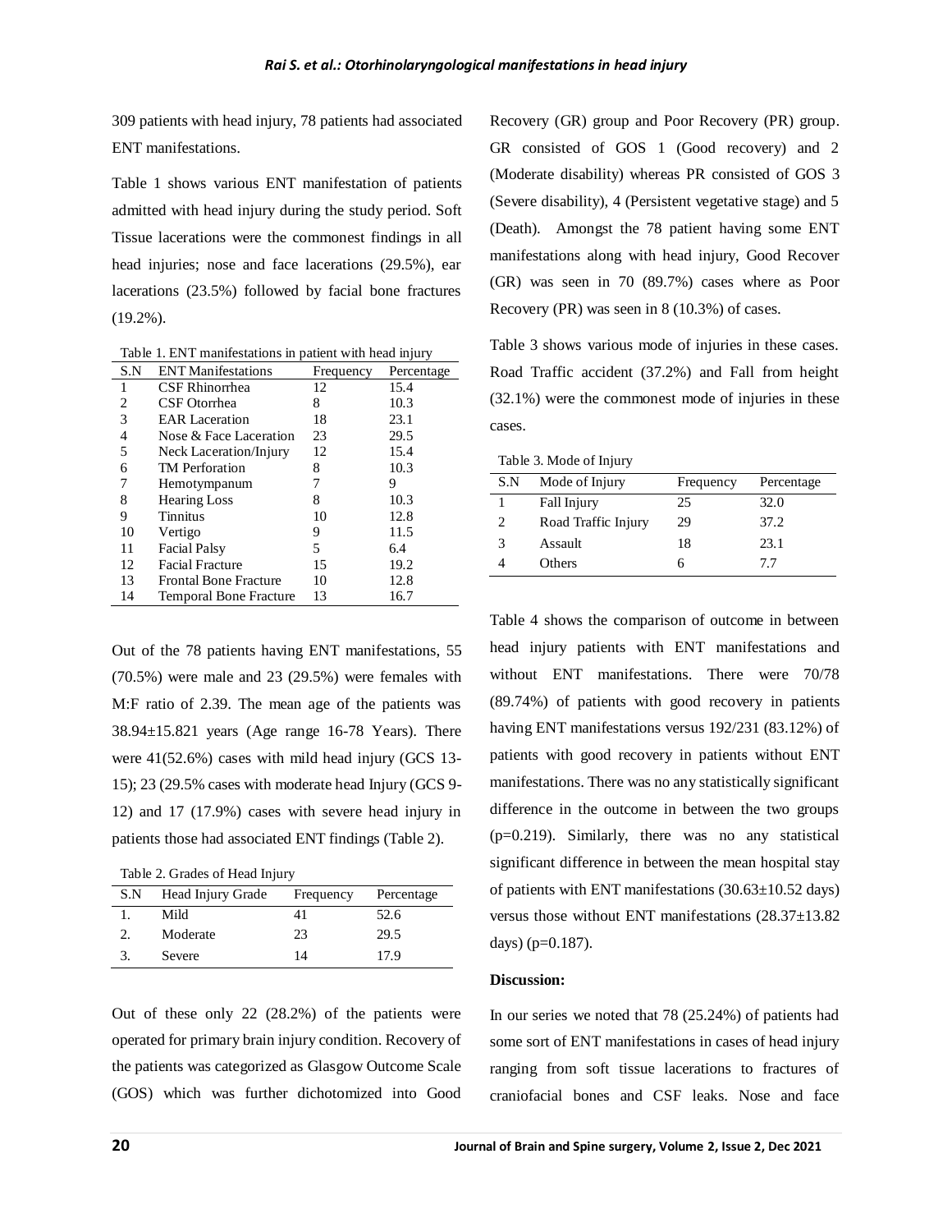309 patients with head injury, 78 patients had associated ENT manifestations.

Table 1 shows various ENT manifestation of patients admitted with head injury during the study period. Soft Tissue lacerations were the commonest findings in all head injuries; nose and face lacerations (29.5%), ear lacerations (23.5%) followed by facial bone fractures (19.2%).

Table 1. ENT manifestations in patient with head injury

| S.N | ENT Manifestations | Frequency | Percentage |
|---|---|---|---|
| 1 | CSF Rhinorrhea | 12 | 15.4 |
| 2 | CSF Otorrhea | 8 | 10.3 |
| 3 | EAR Laceration | 18 | 23.1 |
| 4 | Nose & Face Laceration | 23 | 29.5 |
| 5 | Neck Laceration/Injury | 12 | 15.4 |
| 6 | TM Perforation | 8 | 10.3 |
| 7 | Hemotympanum | 7 | 9 |
| 8 | Hearing Loss | 8 | 10.3 |
| 9 | Tinnitus | 10 | 12.8 |
| 10 | Vertigo | 9 | 11.5 |
| 11 | Facial Palsy | 5 | 6.4 |
| 12 | Facial Fracture | 15 | 19.2 |
| 13 | Frontal Bone Fracture | 10 | 12.8 |
| 14 | Temporal Bone Fracture | 13 | 16.7 |

Out of the 78 patients having ENT manifestations, 55 (70.5%) were male and 23 (29.5%) were females with M:F ratio of 2.39. The mean age of the patients was 38.94±15.821 years (Age range 16-78 Years). There were 41(52.6%) cases with mild head injury (GCS 13-15); 23 (29.5% cases with moderate head Injury (GCS 9-12) and 17 (17.9%) cases with severe head injury in patients those had associated ENT findings (Table 2).

Table 2. Grades of Head Injury

| S.N | Head Injury Grade | Frequency | Percentage |
|---|---|---|---|
| 1. | Mild | 41 | 52.6 |
| 2. | Moderate | 23 | 29.5 |
| 3. | Severe | 14 | 17.9 |

Out of these only 22 (28.2%) of the patients were operated for primary brain injury condition. Recovery of the patients was categorized as Glasgow Outcome Scale (GOS) which was further dichotomized into Good Recovery (GR) group and Poor Recovery (PR) group. GR consisted of GOS 1 (Good recovery) and 2 (Moderate disability) whereas PR consisted of GOS 3 (Severe disability), 4 (Persistent vegetative stage) and 5 (Death). Amongst the 78 patient having some ENT manifestations along with head injury, Good Recover (GR) was seen in 70 (89.7%) cases where as Poor Recovery (PR) was seen in 8 (10.3%) of cases.

Table 3 shows various mode of injuries in these cases. Road Traffic accident (37.2%) and Fall from height (32.1%) were the commonest mode of injuries in these cases.

Table 3. Mode of Injury

| S.N | Mode of Injury | Frequency | Percentage |
|---|---|---|---|
| 1 | Fall Injury | 25 | 32.0 |
| 2 | Road Traffic Injury | 29 | 37.2 |
| 3 | Assault | 18 | 23.1 |
| 4 | Others | 6 | 7.7 |

Table 4 shows the comparison of outcome in between head injury patients with ENT manifestations and without ENT manifestations. There were 70/78 (89.74%) of patients with good recovery in patients having ENT manifestations versus 192/231 (83.12%) of patients with good recovery in patients without ENT manifestations. There was no any statistically significant difference in the outcome in between the two groups (p=0.219). Similarly, there was no any statistical significant difference in between the mean hospital stay of patients with ENT manifestations (30.63±10.52 days) versus those without ENT manifestations (28.37±13.82 days) (p=0.187).

**Discussion:**

In our series we noted that 78 (25.24%) of patients had some sort of ENT manifestations in cases of head injury ranging from soft tissue lacerations to fractures of craniofacial bones and CSF leaks. Nose and face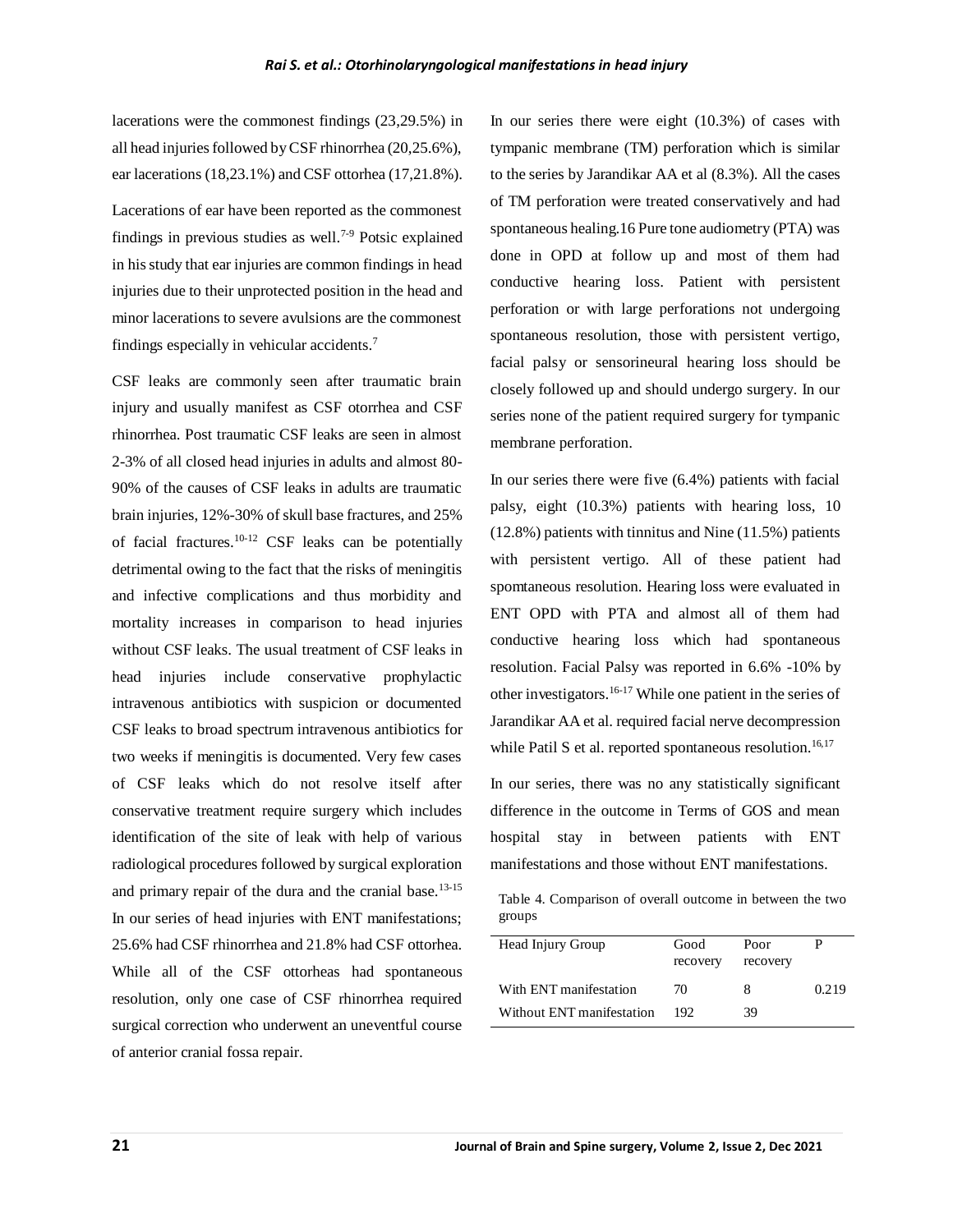lacerations were the commonest findings (23,29.5%) in all head injuries followed by CSF rhinorrhea (20,25.6%), ear lacerations (18,23.1%) and CSF ottorhea (17,21.8%).

Lacerations of ear have been reported as the commonest findings in previous studies as well.[7-9] Potsic explained in his study that ear injuries are common findings in head injuries due to their unprotected position in the head and minor lacerations to severe avulsions are the commonest findings especially in vehicular accidents.[7]

CSF leaks are commonly seen after traumatic brain injury and usually manifest as CSF otorrhea and CSF rhinorrhea. Post traumatic CSF leaks are seen in almost 2-3% of all closed head injuries in adults and almost 80-90% of the causes of CSF leaks in adults are traumatic brain injuries, 12%-30% of skull base fractures, and 25% of facial fractures.[10-12] CSF leaks can be potentially detrimental owing to the fact that the risks of meningitis and infective complications and thus morbidity and mortality increases in comparison to head injuries without CSF leaks. The usual treatment of CSF leaks in head injuries include conservative prophylactic intravenous antibiotics with suspicion or documented CSF leaks to broad spectrum intravenous antibiotics for two weeks if meningitis is documented. Very few cases of CSF leaks which do not resolve itself after conservative treatment require surgery which includes identification of the site of leak with help of various radiological procedures followed by surgical exploration and primary repair of the dura and the cranial base.[13-15] In our series of head injuries with ENT manifestations; 25.6% had CSF rhinorrhea and 21.8% had CSF ottorhea. While all of the CSF ottorheas had spontaneous resolution, only one case of CSF rhinorrhea required surgical correction who underwent an uneventful course of anterior cranial fossa repair.

In our series there were eight (10.3%) of cases with tympanic membrane (TM) perforation which is similar to the series by Jarandikar AA et al (8.3%). All the cases of TM perforation were treated conservatively and had spontaneous healing.16 Pure tone audiometry (PTA) was done in OPD at follow up and most of them had conductive hearing loss. Patient with persistent perforation or with large perforations not undergoing spontaneous resolution, those with persistent vertigo, facial palsy or sensorineural hearing loss should be closely followed up and should undergo surgery. In our series none of the patient required surgery for tympanic membrane perforation.

In our series there were five (6.4%) patients with facial palsy, eight (10.3%) patients with hearing loss, 10 (12.8%) patients with tinnitus and Nine (11.5%) patients with persistent vertigo. All of these patient had spomtaneous resolution. Hearing loss were evaluated in ENT OPD with PTA and almost all of them had conductive hearing loss which had spontaneous resolution. Facial Palsy was reported in 6.6% -10% by other investigators.[16-17] While one patient in the series of Jarandikar AA et al. required facial nerve decompression while Patil S et al. reported spontaneous resolution.[16,17]

In our series, there was no any statistically significant difference in the outcome in Terms of GOS and mean hospital stay in between patients with ENT manifestations and those without ENT manifestations.

Table 4. Comparison of overall outcome in between the two groups

| Head Injury Group | Good recovery | Poor recovery | P |
|---|---|---|---|
| With ENT manifestation | 70 | 8 | 0.219 |
| Without ENT manifestation | 192 | 39 | |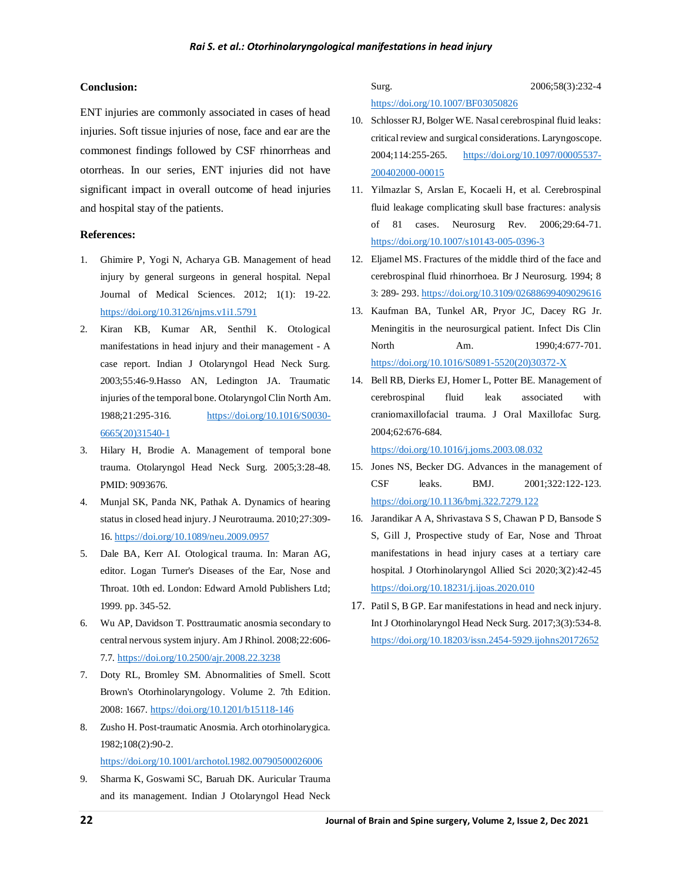## Conclusion:

ENT injuries are commonly associated in cases of head injuries. Soft tissue injuries of nose, face and ear are the commonest findings followed by CSF rhinorrheas and otorrheas. In our series, ENT injuries did not have significant impact in overall outcome of head injuries and hospital stay of the patients.

## References:

1. Ghimire P, Yogi N, Acharya GB. Management of head injury by general surgeons in general hospital. Nepal Journal of Medical Sciences. 2012; 1(1): 19-22. https://doi.org/10.3126/njms.v1i1.5791
2. Kiran KB, Kumar AR, Senthil K. Otological manifestations in head injury and their management - A case report. Indian J Otolaryngol Head Neck Surg. 2003;55:46-9.Hasso AN, Ledington JA. Traumatic injuries of the temporal bone. Otolaryngol Clin North Am. 1988;21:295-316. https://doi.org/10.1016/S0030-6665(20)31540-1
3. Hilary H, Brodie A. Management of temporal bone trauma. Otolaryngol Head Neck Surg. 2005;3:28-48. PMID: 9093676.
4. Munjal SK, Panda NK, Pathak A. Dynamics of hearing status in closed head injury. J Neurotrauma. 2010;27:309-16. https://doi.org/10.1089/neu.2009.0957
5. Dale BA, Kerr AI. Otological trauma. In: Maran AG, editor. Logan Turner's Diseases of the Ear, Nose and Throat. 10th ed. London: Edward Arnold Publishers Ltd; 1999. pp. 345-52.
6. Wu AP, Davidson T. Posttraumatic anosmia secondary to central nervous system injury. Am J Rhinol. 2008;22:606-7.7. https://doi.org/10.2500/ajr.2008.22.3238
7. Doty RL, Bromley SM. Abnormalities of Smell. Scott Brown's Otorhinolaryngology. Volume 2. 7th Edition. 2008: 1667. https://doi.org/10.1201/b15118-146
8. Zusho H. Post-traumatic Anosmia. Arch otorhinolarygica. 1982;108(2):90-2. https://doi.org/10.1001/archotol.1982.00790500026006
9. Sharma K, Goswami SC, Baruah DK. Auricular Trauma and its management. Indian J Otolaryngol Head Neck Surg. 2006;58(3):232-4 https://doi.org/10.1007/BF03050826
10. Schlosser RJ, Bolger WE. Nasal cerebrospinal fluid leaks: critical review and surgical considerations. Laryngoscope. 2004;114:255-265. https://doi.org/10.1097/00005537-200402000-00015
11. Yilmazlar S, Arslan E, Kocaeli H, et al. Cerebrospinal fluid leakage complicating skull base fractures: analysis of 81 cases. Neurosurg Rev. 2006;29:64-71. https://doi.org/10.1007/s10143-005-0396-3
12. Eljamel MS. Fractures of the middle third of the face and cerebrospinal fluid rhinorrhoea. Br J Neurosurg. 1994; 8 3: 289- 293. https://doi.org/10.3109/02688699409029616
13. Kaufman BA, Tunkel AR, Pryor JC, Dacey RG Jr. Meningitis in the neurosurgical patient. Infect Dis Clin North Am. 1990;4:677-701. https://doi.org/10.1016/S0891-5520(20)30372-X
14. Bell RB, Dierks EJ, Homer L, Potter BE. Management of cerebrospinal fluid leak associated with craniomaxillofacial trauma. J Oral Maxillofac Surg. 2004;62:676-684. https://doi.org/10.1016/j.joms.2003.08.032
15. Jones NS, Becker DG. Advances in the management of CSF leaks. BMJ. 2001;322:122-123. https://doi.org/10.1136/bmj.322.7279.122
16. Jarandikar A A, Shrivastava S S, Chawan P D, Bansode S S, Gill J, Prospective study of Ear, Nose and Throat manifestations in head injury cases at a tertiary care hospital. J Otorhinolaryngol Allied Sci 2020;3(2):42-45 https://doi.org/10.18231/j.ijoas.2020.010
17. Patil S, B GP. Ear manifestations in head and neck injury. Int J Otorhinolaryngol Head Neck Surg. 2017;3(3):534-8. https://doi.org/10.18203/issn.2454-5929.ijohns20172652